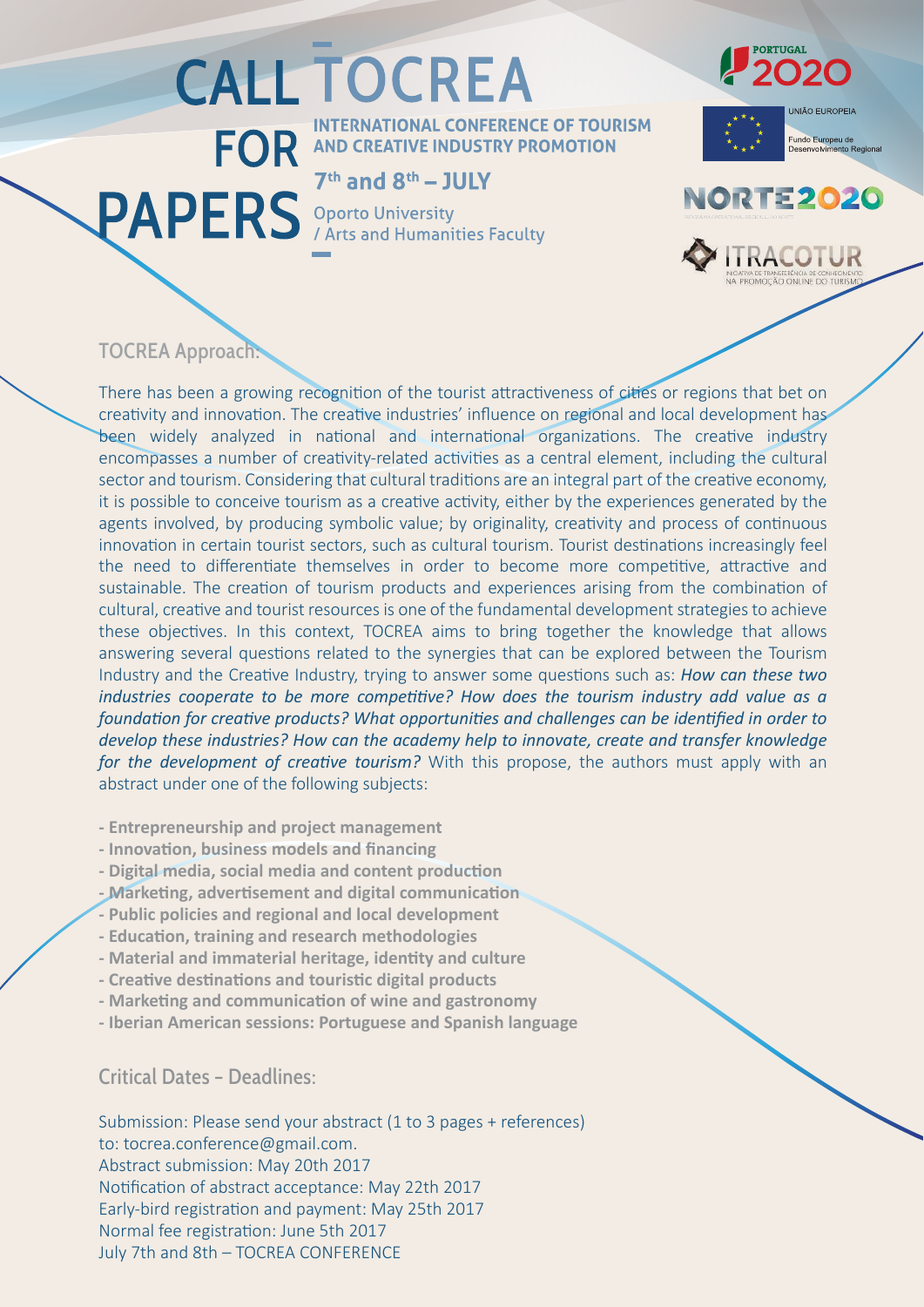# CALL FOR PAPERS

# TOCREA

## INTERNATIONAL CONFERENCE OF TOURISM AND CREATIVE INDUSTRY PROMOTION

**7th and 8th – JULY**

Oporto University
/ Arts and Humanities Faculty

PORTUGAL 2020

UNIÃO EUROPEIA
Fundo Europeu de Desenvolvimento Regional

NORTE2020

ITRACOTUR
INICIATIVA DE TRANSFERÊNCIA DE CONHECIMENTO NA PROMOÇÃO ONLINE DO TURISMO

## TOCREA Approach:

There has been a growing recognition of the tourist attractiveness of cities or regions that bet on creativity and innovation. The creative industries' influence on regional and local development has been widely analyzed in national and international organizations. The creative industry encompasses a number of creativity-related activities as a central element, including the cultural sector and tourism. Considering that cultural traditions are an integral part of the creative economy, it is possible to conceive tourism as a creative activity, either by the experiences generated by the agents involved, by producing symbolic value; by originality, creativity and process of continuous innovation in certain tourist sectors, such as cultural tourism. Tourist destinations increasingly feel the need to differentiate themselves in order to become more competitive, attractive and sustainable. The creation of tourism products and experiences arising from the combination of cultural, creative and tourist resources is one of the fundamental development strategies to achieve these objectives. In this context, TOCREA aims to bring together the knowledge that allows answering several questions related to the synergies that can be explored between the Tourism Industry and the Creative Industry, trying to answer some questions such as: *How can these two industries cooperate to be more competitive? How does the tourism industry add value as a foundation for creative products? What opportunities and challenges can be identified in order to develop these industries? How can the academy help to innovate, create and transfer knowledge for the development of creative tourism?* With this propose, the authors must apply with an abstract under one of the following subjects:

- **Entrepreneurship and project management**
- **Innovation, business models and financing**
- **Digital media, social media and content production**
- **Marketing, advertisement and digital communication**
- **Public policies and regional and local development**
- **Education, training and research methodologies**
- **Material and immaterial heritage, identity and culture**
- **Creative destinations and touristic digital products**
- **Marketing and communication of wine and gastronomy**
- **Iberian American sessions: Portuguese and Spanish language**

## Critical Dates – Deadlines:

Submission: Please send your abstract (1 to 3 pages + references)
to: tocrea.conference@gmail.com.
Abstract submission: May 20th 2017
Notification of abstract acceptance: May 22th 2017
Early-bird registration and payment: May 25th 2017
Normal fee registration: June 5th 2017
July 7th and 8th – TOCREA CONFERENCE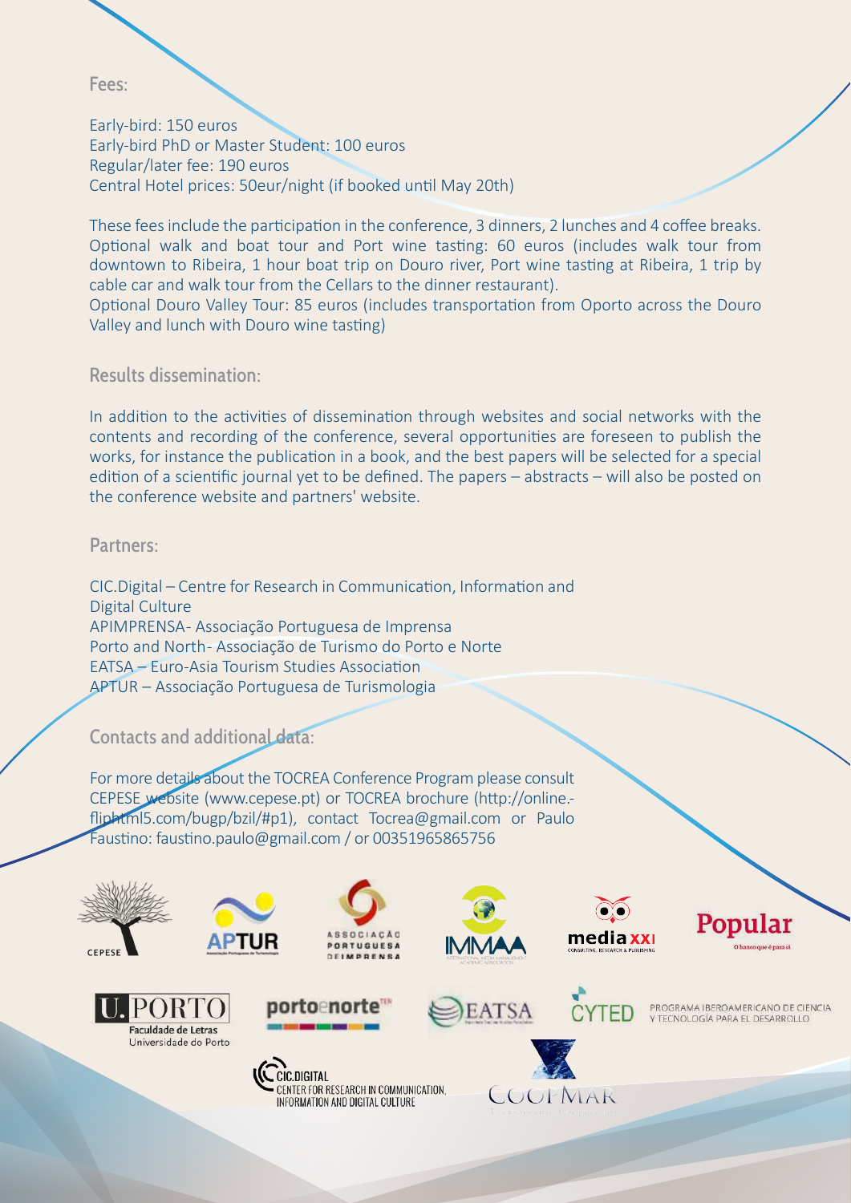## Fees:

Early-bird: 150 euros
Early-bird PhD or Master Student: 100 euros
Regular/later fee: 190 euros
Central Hotel prices: 50eur/night (if booked until May 20th)

These fees include the participation in the conference, 3 dinners, 2 lunches and 4 coffee breaks.
Optional walk and boat tour and Port wine tasting: 60 euros (includes walk tour from downtown to Ribeira, 1 hour boat trip on Douro river, Port wine tasting at Ribeira, 1 trip by cable car and walk tour from the Cellars to the dinner restaurant).
Optional Douro Valley Tour: 85 euros (includes transportation from Oporto across the Douro Valley and lunch with Douro wine tasting)

## Results dissemination:

In addition to the activities of dissemination through websites and social networks with the contents and recording of the conference, several opportunities are foreseen to publish the works, for instance the publication in a book, and the best papers will be selected for a special edition of a scientific journal yet to be defined. The papers – abstracts – will also be posted on the conference website and partners' website.

## Partners:

CIC.Digital – Centre for Research in Communication, Information and Digital Culture
APIMPRENSA- Associação Portuguesa de Imprensa
Porto and North- Associação de Turismo do Porto e Norte
EATSA – Euro-Asia Tourism Studies Association
APTUR – Associação Portuguesa de Turismologia

## Contacts and additional data:

For more details about the TOCREA Conference Program please consult CEPESE website (www.cepese.pt) or TOCREA brochure (http://online.fliphtml5.com/bugp/bzil/#p1), contact Tocrea@gmail.com or Paulo Faustino: faustino.paulo@gmail.com / or 00351965865756